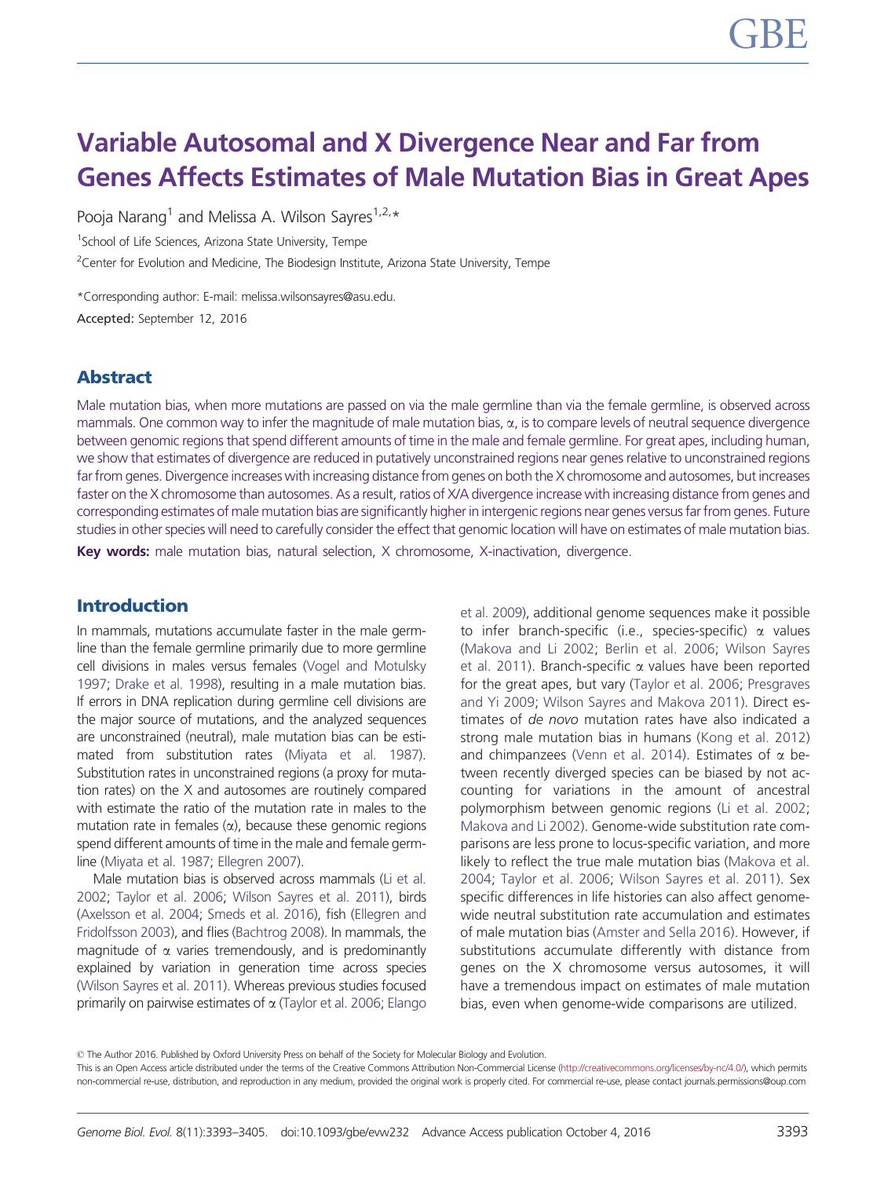# Variable Autosomal and X Divergence Near and Far from Genes Affects Estimates of Male Mutation Bias in Great Apes

Pooja Narang[1] and Melissa A. Wilson Sayres[1,2,*]

[1]School of Life Sciences, Arizona State University, Tempe

[2]Center for Evolution and Medicine, The Biodesign Institute, Arizona State University, Tempe

*Corresponding author: E-mail: melissa.wilsonsayres@asu.edu.

**Accepted:** September 12, 2016

## Abstract

Male mutation bias, when more mutations are passed on via the male germline than via the female germline, is observed across mammals. One common way to infer the magnitude of male mutation bias, $\alpha$, is to compare levels of neutral sequence divergence between genomic regions that spend different amounts of time in the male and female germline. For great apes, including human, we show that estimates of divergence are reduced in putatively unconstrained regions near genes relative to unconstrained regions far from genes. Divergence increases with increasing distance from genes on both the X chromosome and autosomes, but increases faster on the X chromosome than autosomes. As a result, ratios of X/A divergence increase with increasing distance from genes and corresponding estimates of male mutation bias are significantly higher in intergenic regions near genes versus far from genes. Future studies in other species will need to carefully consider the effect that genomic location will have on estimates of male mutation bias.

**Key words:** male mutation bias, natural selection, X chromosome, X-inactivation, divergence.

## Introduction

In mammals, mutations accumulate faster in the male germline than the female germline primarily due to more germline cell divisions in males versus females (Vogel and Motulsky 1997; Drake et al. 1998), resulting in a male mutation bias. If errors in DNA replication during germline cell divisions are the major source of mutations, and the analyzed sequences are unconstrained (neutral), male mutation bias can be estimated from substitution rates (Miyata et al. 1987). Substitution rates in unconstrained regions (a proxy for mutation rates) on the X and autosomes are routinely compared with estimate the ratio of the mutation rate in males to the mutation rate in females ($\alpha$), because these genomic regions spend different amounts of time in the male and female germline (Miyata et al. 1987; Ellegren 2007).

Male mutation bias is observed across mammals (Li et al. 2002; Taylor et al. 2006; Wilson Sayres et al. 2011), birds (Axelsson et al. 2004; Smeds et al. 2016), fish (Ellegren and Fridolfsson 2003), and flies (Bachtrog 2008). In mammals, the magnitude of $\alpha$ varies tremendously, and is predominantly explained by variation in generation time across species (Wilson Sayres et al. 2011). Whereas previous studies focused primarily on pairwise estimates of $\alpha$ (Taylor et al. 2006; Elango et al. 2009), additional genome sequences make it possible to infer branch-specific (i.e., species-specific) $\alpha$ values (Makova and Li 2002; Berlin et al. 2006; Wilson Sayres et al. 2011). Branch-specific $\alpha$ values have been reported for the great apes, but vary (Taylor et al. 2006; Presgraves and Yi 2009; Wilson Sayres and Makova 2011). Direct estimates of *de novo* mutation rates have also indicated a strong male mutation bias in humans (Kong et al. 2012) and chimpanzees (Venn et al. 2014). Estimates of $\alpha$ between recently diverged species can be biased by not accounting for variations in the amount of ancestral polymorphism between genomic regions (Li et al. 2002; Makova and Li 2002). Genome-wide substitution rate comparisons are less prone to locus-specific variation, and more likely to reflect the true male mutation bias (Makova et al. 2004; Taylor et al. 2006; Wilson Sayres et al. 2011). Sex specific differences in life histories can also affect genome-wide neutral substitution rate accumulation and estimates of male mutation bias (Amster and Sella 2016). However, if substitutions accumulate differently with distance from genes on the X chromosome versus autosomes, it will have a tremendous impact on estimates of male mutation bias, even when genome-wide comparisons are utilized.

© The Author 2016. Published by Oxford University Press on behalf of the Society for Molecular Biology and Evolution.
This is an Open Access article distributed under the terms of the Creative Commons Attribution Non-Commercial License (http://creativecommons.org/licenses/by-nc/4.0/), which permits non-commercial re-use, distribution, and reproduction in any medium, provided the original work is properly cited. For commercial re-use, please contact journals.permissions@oup.com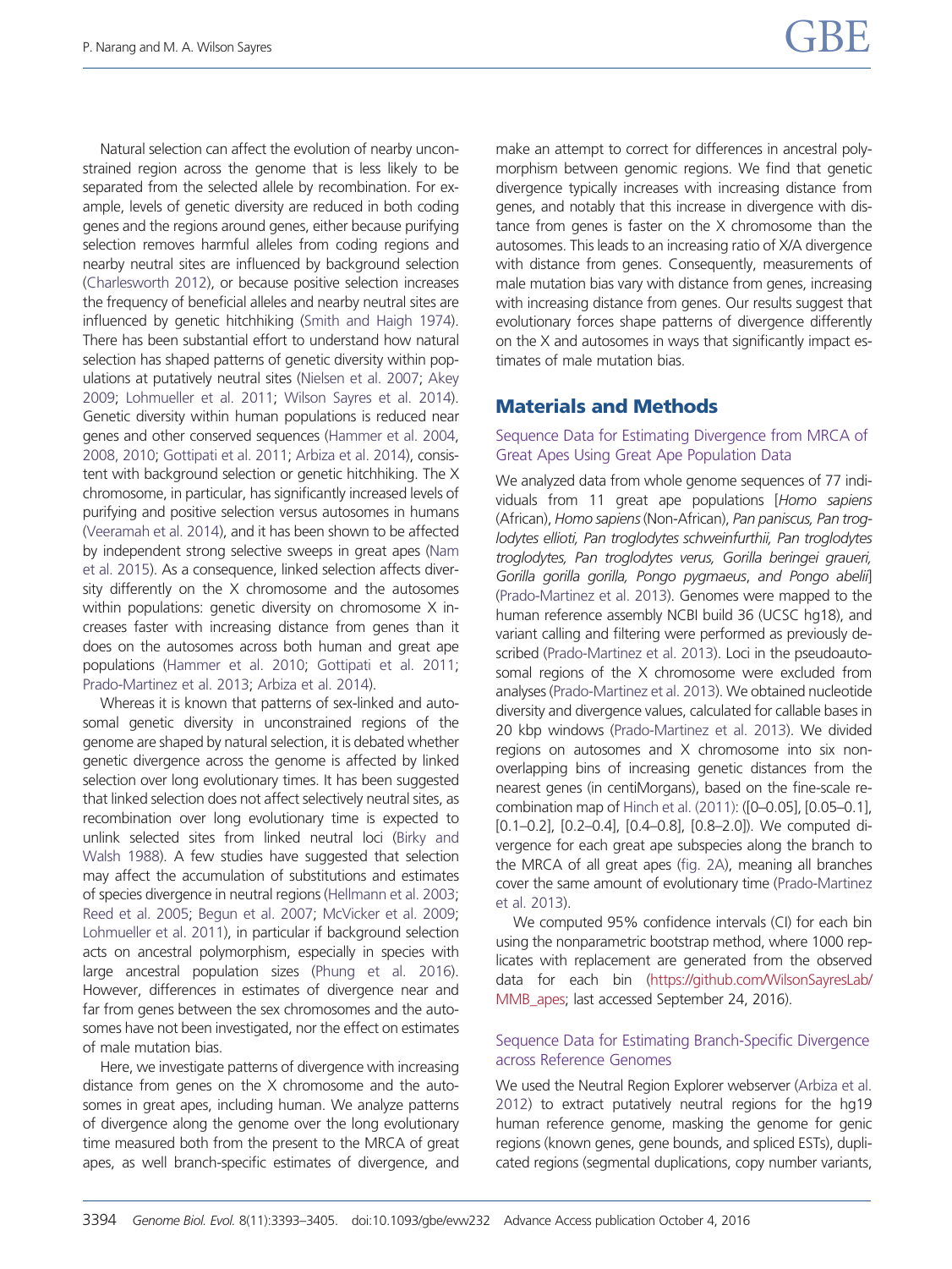Natural selection can affect the evolution of nearby unconstrained region across the genome that is less likely to be separated from the selected allele by recombination. For example, levels of genetic diversity are reduced in both coding genes and the regions around genes, either because purifying selection removes harmful alleles from coding regions and nearby neutral sites are influenced by background selection (Charlesworth 2012), or because positive selection increases the frequency of beneficial alleles and nearby neutral sites are influenced by genetic hitchhiking (Smith and Haigh 1974). There has been substantial effort to understand how natural selection has shaped patterns of genetic diversity within populations at putatively neutral sites (Nielsen et al. 2007; Akey 2009; Lohmueller et al. 2011; Wilson Sayres et al. 2014). Genetic diversity within human populations is reduced near genes and other conserved sequences (Hammer et al. 2004, 2008, 2010; Gottipati et al. 2011; Arbiza et al. 2014), consistent with background selection or genetic hitchhiking. The X chromosome, in particular, has significantly increased levels of purifying and positive selection versus autosomes in humans (Veeramah et al. 2014), and it has been shown to be affected by independent strong selective sweeps in great apes (Nam et al. 2015). As a consequence, linked selection affects diversity differently on the X chromosome and the autosomes within populations: genetic diversity on chromosome X increases faster with increasing distance from genes than it does on the autosomes across both human and great ape populations (Hammer et al. 2010; Gottipati et al. 2011; Prado-Martinez et al. 2013; Arbiza et al. 2014).

Whereas it is known that patterns of sex-linked and autosomal genetic diversity in unconstrained regions of the genome are shaped by natural selection, it is debated whether genetic divergence across the genome is affected by linked selection over long evolutionary times. It has been suggested that linked selection does not affect selectively neutral sites, as recombination over long evolutionary time is expected to unlink selected sites from linked neutral loci (Birky and Walsh 1988). A few studies have suggested that selection may affect the accumulation of substitutions and estimates of species divergence in neutral regions (Hellmann et al. 2003; Reed et al. 2005; Begun et al. 2007; McVicker et al. 2009; Lohmueller et al. 2011), in particular if background selection acts on ancestral polymorphism, especially in species with large ancestral population sizes (Phung et al. 2016). However, differences in estimates of divergence near and far from genes between the sex chromosomes and the autosomes have not been investigated, nor the effect on estimates of male mutation bias.

Here, we investigate patterns of divergence with increasing distance from genes on the X chromosome and the autosomes in great apes, including human. We analyze patterns of divergence along the genome over the long evolutionary time measured both from the present to the MRCA of great apes, as well branch-specific estimates of divergence, and make an attempt to correct for differences in ancestral polymorphism between genomic regions. We find that genetic divergence typically increases with increasing distance from genes, and notably that this increase in divergence with distance from genes is faster on the X chromosome than the autosomes. This leads to an increasing ratio of X/A divergence with distance from genes. Consequently, measurements of male mutation bias vary with distance from genes, increasing with increasing distance from genes. Our results suggest that evolutionary forces shape patterns of divergence differently on the X and autosomes in ways that significantly impact estimates of male mutation bias.

## Materials and Methods

### Sequence Data for Estimating Divergence from MRCA of Great Apes Using Great Ape Population Data

We analyzed data from whole genome sequences of 77 individuals from 11 great ape populations [*Homo sapiens* (African), *Homo sapiens* (Non-African), *Pan paniscus, Pan troglodytes ellioti, Pan troglodytes schweinfurthii, Pan troglodytes troglodytes, Pan troglodytes verus, Gorilla beringei graueri, Gorilla gorilla gorilla, Pongo pygmaeus*, *and Pongo abelii*] (Prado-Martinez et al. 2013). Genomes were mapped to the human reference assembly NCBI build 36 (UCSC hg18), and variant calling and filtering were performed as previously described (Prado-Martinez et al. 2013). Loci in the pseudoautosomal regions of the X chromosome were excluded from analyses (Prado-Martinez et al. 2013). We obtained nucleotide diversity and divergence values, calculated for callable bases in 20 kbp windows (Prado-Martinez et al. 2013). We divided regions on autosomes and X chromosome into six non-overlapping bins of increasing genetic distances from the nearest genes (in centiMorgans), based on the fine-scale recombination map of Hinch et al. (2011): ([0–0.05], [0.05–0.1], [0.1–0.2], [0.2–0.4], [0.4–0.8], [0.8–2.0]). We computed divergence for each great ape subspecies along the branch to the MRCA of all great apes (fig. 2A), meaning all branches cover the same amount of evolutionary time (Prado-Martinez et al. 2013).

We computed 95% confidence intervals (CI) for each bin using the nonparametric bootstrap method, where 1000 replicates with replacement are generated from the observed data for each bin (https://github.com/WilsonSayresLab/MMB_apes; last accessed September 24, 2016).

### Sequence Data for Estimating Branch-Specific Divergence across Reference Genomes

We used the Neutral Region Explorer webserver (Arbiza et al. 2012) to extract putatively neutral regions for the hg19 human reference genome, masking the genome for genic regions (known genes, gene bounds, and spliced ESTs), duplicated regions (segmental duplications, copy number variants,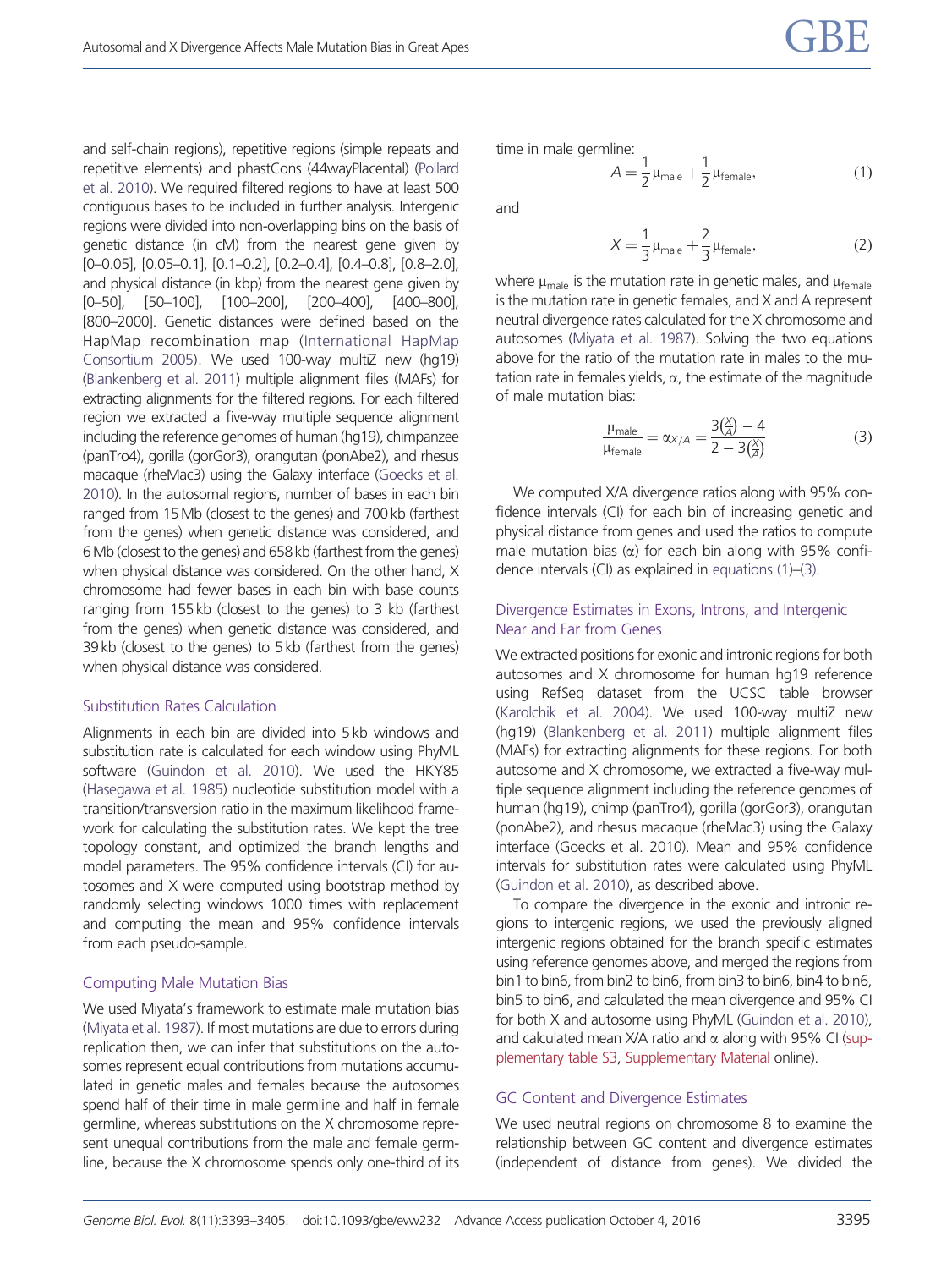and self-chain regions), repetitive regions (simple repeats and repetitive elements) and phastCons (44wayPlacental) (Pollard et al. 2010). We required filtered regions to have at least 500 contiguous bases to be included in further analysis. Intergenic regions were divided into non-overlapping bins on the basis of genetic distance (in cM) from the nearest gene given by [0–0.05], [0.05–0.1], [0.1–0.2], [0.2–0.4], [0.4–0.8], [0.8–2.0], and physical distance (in kbp) from the nearest gene given by [0–50], [50–100], [100–200], [200–400], [400–800], [800–2000]. Genetic distances were defined based on the HapMap recombination map (International HapMap Consortium 2005). We used 100-way multiZ new (hg19) (Blankenberg et al. 2011) multiple alignment files (MAFs) for extracting alignments for the filtered regions. For each filtered region we extracted a five-way multiple sequence alignment including the reference genomes of human (hg19), chimpanzee (panTro4), gorilla (gorGor3), orangutan (ponAbe2), and rhesus macaque (rheMac3) using the Galaxy interface (Goecks et al. 2010). In the autosomal regions, number of bases in each bin ranged from 15 Mb (closest to the genes) and 700 kb (farthest from the genes) when genetic distance was considered, and 6 Mb (closest to the genes) and 658 kb (farthest from the genes) when physical distance was considered. On the other hand, X chromosome had fewer bases in each bin with base counts ranging from 155 kb (closest to the genes) to 3 kb (farthest from the genes) when genetic distance was considered, and 39 kb (closest to the genes) to 5 kb (farthest from the genes) when physical distance was considered.

## Substitution Rates Calculation

Alignments in each bin are divided into 5 kb windows and substitution rate is calculated for each window using PhyML software (Guindon et al. 2010). We used the HKY85 (Hasegawa et al. 1985) nucleotide substitution model with a transition/transversion ratio in the maximum likelihood framework for calculating the substitution rates. We kept the tree topology constant, and optimized the branch lengths and model parameters. The 95% confidence intervals (CI) for autosomes and X were computed using bootstrap method by randomly selecting windows 1000 times with replacement and computing the mean and 95% confidence intervals from each pseudo-sample.

## Computing Male Mutation Bias

We used Miyata's framework to estimate male mutation bias (Miyata et al. 1987). If most mutations are due to errors during replication then, we can infer that substitutions on the autosomes represent equal contributions from mutations accumulated in genetic males and females because the autosomes spend half of their time in male germline and half in female germline, whereas substitutions on the X chromosome represent unequal contributions from the male and female germline, because the X chromosome spends only one-third of its time in male germline:

$$A = \frac{1}{2}\mu_{\text{male}} + \frac{1}{2}\mu_{\text{female}}, \tag{1}$$

and

$$X = \frac{1}{3}\mu_{\text{male}} + \frac{2}{3}\mu_{\text{female}}, \tag{2}$$

where $\mu_{\text{male}}$ is the mutation rate in genetic males, and $\mu_{\text{female}}$ is the mutation rate in genetic females, and X and A represent neutral divergence rates calculated for the X chromosome and autosomes (Miyata et al. 1987). Solving the two equations above for the ratio of the mutation rate in males to the mutation rate in females yields, $\alpha$, the estimate of the magnitude of male mutation bias:

$$\frac{\mu_{\text{male}}}{\mu_{\text{female}}} = \alpha_{X/A} = \frac{3\left(\frac{X}{A}\right) - 4}{2 - 3\left(\frac{X}{A}\right)} \tag{3}$$

We computed X/A divergence ratios along with 95% confidence intervals (CI) for each bin of increasing genetic and physical distance from genes and used the ratios to compute male mutation bias ($\alpha$) for each bin along with 95% confidence intervals (CI) as explained in equations (1)–(3).

## Divergence Estimates in Exons, Introns, and Intergenic Near and Far from Genes

We extracted positions for exonic and intronic regions for both autosomes and X chromosome for human hg19 reference using RefSeq dataset from the UCSC table browser (Karolchik et al. 2004). We used 100-way multiZ new (hg19) (Blankenberg et al. 2011) multiple alignment files (MAFs) for extracting alignments for these regions. For both autosome and X chromosome, we extracted a five-way multiple sequence alignment including the reference genomes of human (hg19), chimp (panTro4), gorilla (gorGor3), orangutan (ponAbe2), and rhesus macaque (rheMac3) using the Galaxy interface (Goecks et al. 2010). Mean and 95% confidence intervals for substitution rates were calculated using PhyML (Guindon et al. 2010), as described above.

To compare the divergence in the exonic and intronic regions to intergenic regions, we used the previously aligned intergenic regions obtained for the branch specific estimates using reference genomes above, and merged the regions from bin1 to bin6, from bin2 to bin6, from bin3 to bin6, bin4 to bin6, bin5 to bin6, and calculated the mean divergence and 95% CI for both X and autosome using PhyML (Guindon et al. 2010), and calculated mean X/A ratio and $\alpha$ along with 95% CI (supplementary table S3, Supplementary Material online).

## GC Content and Divergence Estimates

We used neutral regions on chromosome 8 to examine the relationship between GC content and divergence estimates (independent of distance from genes). We divided the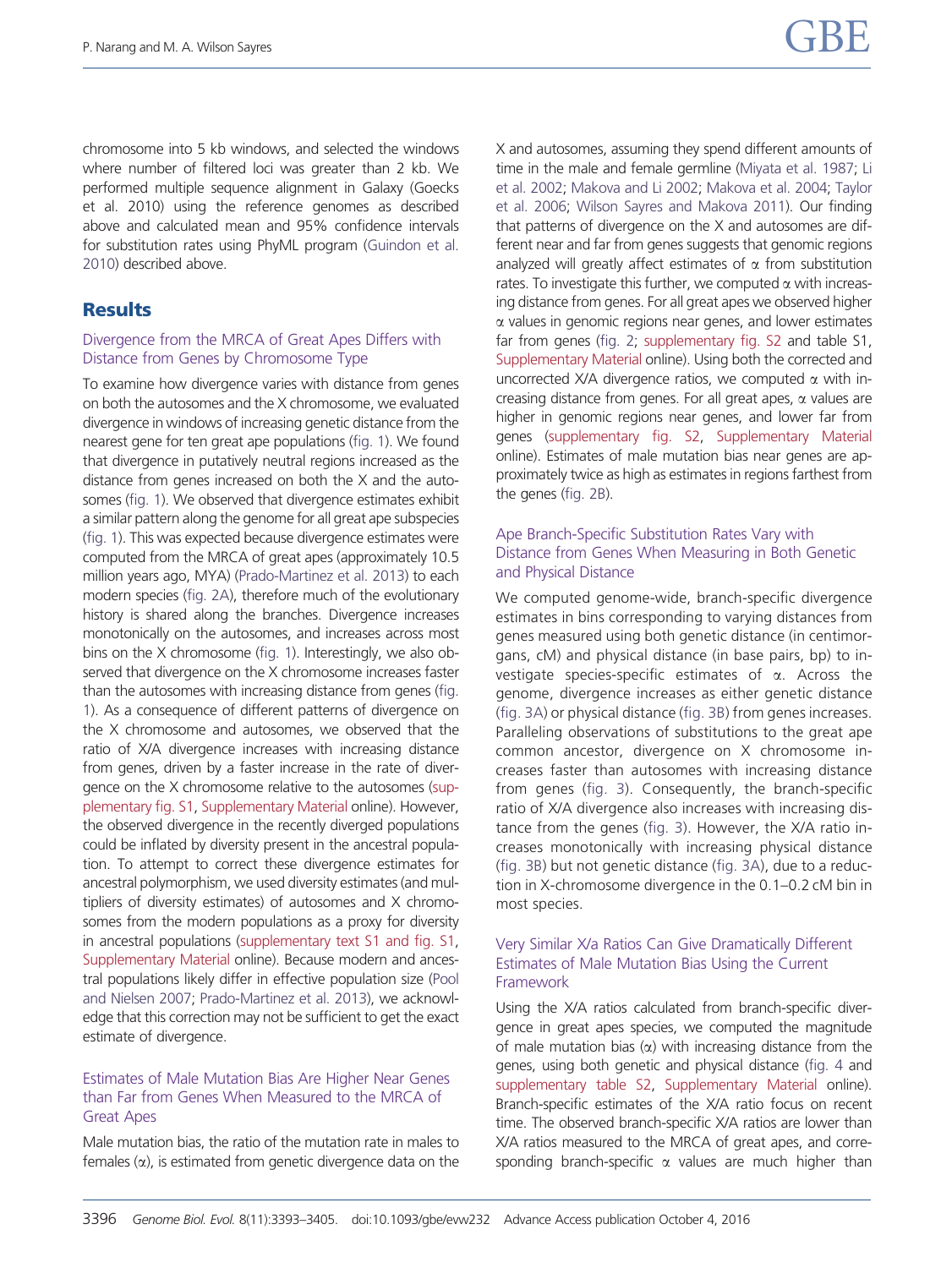chromosome into 5 kb windows, and selected the windows where number of filtered loci was greater than 2 kb. We performed multiple sequence alignment in Galaxy (Goecks et al. 2010) using the reference genomes as described above and calculated mean and 95% confidence intervals for substitution rates using PhyML program (Guindon et al. 2010) described above.

## Results

### Divergence from the MRCA of Great Apes Differs with Distance from Genes by Chromosome Type

To examine how divergence varies with distance from genes on both the autosomes and the X chromosome, we evaluated divergence in windows of increasing genetic distance from the nearest gene for ten great ape populations (fig. 1). We found that divergence in putatively neutral regions increased as the distance from genes increased on both the X and the autosomes (fig. 1). We observed that divergence estimates exhibit a similar pattern along the genome for all great ape subspecies (fig. 1). This was expected because divergence estimates were computed from the MRCA of great apes (approximately 10.5 million years ago, MYA) (Prado-Martinez et al. 2013) to each modern species (fig. 2A), therefore much of the evolutionary history is shared along the branches. Divergence increases monotonically on the autosomes, and increases across most bins on the X chromosome (fig. 1). Interestingly, we also observed that divergence on the X chromosome increases faster than the autosomes with increasing distance from genes (fig. 1). As a consequence of different patterns of divergence on the X chromosome and autosomes, we observed that the ratio of X/A divergence increases with increasing distance from genes, driven by a faster increase in the rate of divergence on the X chromosome relative to the autosomes (supplementary fig. S1, Supplementary Material online). However, the observed divergence in the recently diverged populations could be inflated by diversity present in the ancestral population. To attempt to correct these divergence estimates for ancestral polymorphism, we used diversity estimates (and multipliers of diversity estimates) of autosomes and X chromosomes from the modern populations as a proxy for diversity in ancestral populations (supplementary text S1 and fig. S1, Supplementary Material online). Because modern and ancestral populations likely differ in effective population size (Pool and Nielsen 2007; Prado-Martinez et al. 2013), we acknowledge that this correction may not be sufficient to get the exact estimate of divergence.

### Estimates of Male Mutation Bias Are Higher Near Genes than Far from Genes When Measured to the MRCA of Great Apes

Male mutation bias, the ratio of the mutation rate in males to females ($\alpha$), is estimated from genetic divergence data on the X and autosomes, assuming they spend different amounts of time in the male and female germline (Miyata et al. 1987; Li et al. 2002; Makova and Li 2002; Makova et al. 2004; Taylor et al. 2006; Wilson Sayres and Makova 2011). Our finding that patterns of divergence on the X and autosomes are different near and far from genes suggests that genomic regions analyzed will greatly affect estimates of $\alpha$ from substitution rates. To investigate this further, we computed $\alpha$ with increasing distance from genes. For all great apes we observed higher $\alpha$ values in genomic regions near genes, and lower estimates far from genes (fig. 2; supplementary fig. S2 and table S1, Supplementary Material online). Using both the corrected and uncorrected X/A divergence ratios, we computed $\alpha$ with increasing distance from genes. For all great apes, $\alpha$ values are higher in genomic regions near genes, and lower far from genes (supplementary fig. S2, Supplementary Material online). Estimates of male mutation bias near genes are approximately twice as high as estimates in regions farthest from the genes (fig. 2B).

### Ape Branch-Specific Substitution Rates Vary with Distance from Genes When Measuring in Both Genetic and Physical Distance

We computed genome-wide, branch-specific divergence estimates in bins corresponding to varying distances from genes measured using both genetic distance (in centimorgans, cM) and physical distance (in base pairs, bp) to investigate species-specific estimates of $\alpha$. Across the genome, divergence increases as either genetic distance (fig. 3A) or physical distance (fig. 3B) from genes increases. Paralleling observations of substitutions to the great ape common ancestor, divergence on X chromosome increases faster than autosomes with increasing distance from genes (fig. 3). Consequently, the branch-specific ratio of X/A divergence also increases with increasing distance from the genes (fig. 3). However, the X/A ratio increases monotonically with increasing physical distance (fig. 3B) but not genetic distance (fig. 3A), due to a reduction in X-chromosome divergence in the 0.1–0.2 cM bin in most species.

### Very Similar X/a Ratios Can Give Dramatically Different Estimates of Male Mutation Bias Using the Current Framework

Using the X/A ratios calculated from branch-specific divergence in great apes species, we computed the magnitude of male mutation bias ($\alpha$) with increasing distance from the genes, using both genetic and physical distance (fig. 4 and supplementary table S2, Supplementary Material online). Branch-specific estimates of the X/A ratio focus on recent time. The observed branch-specific X/A ratios are lower than X/A ratios measured to the MRCA of great apes, and corresponding branch-specific $\alpha$ values are much higher than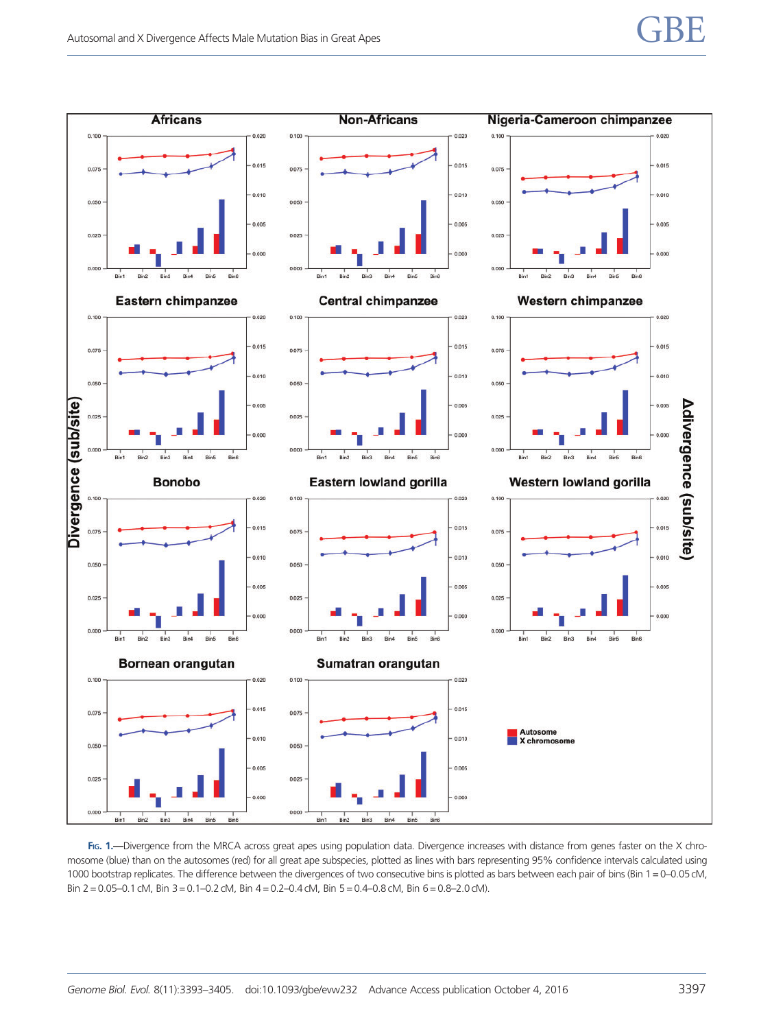Fig. 1.—Divergence from the MRCA across great apes using population data. Divergence increases with distance from genes faster on the X chromosome (blue) than on the autosomes (red) for all great ape subspecies, plotted as lines with bars representing 95% confidence intervals calculated using 1000 bootstrap replicates. The difference between the divergences of two consecutive bins is plotted as bars between each pair of bins (Bin 1 = 0–0.05 cM, Bin 2 = 0.05–0.1 cM, Bin 3 = 0.1–0.2 cM, Bin 4 = 0.2–0.4 cM, Bin 5 = 0.4–0.8 cM, Bin 6 = 0.8–2.0 cM).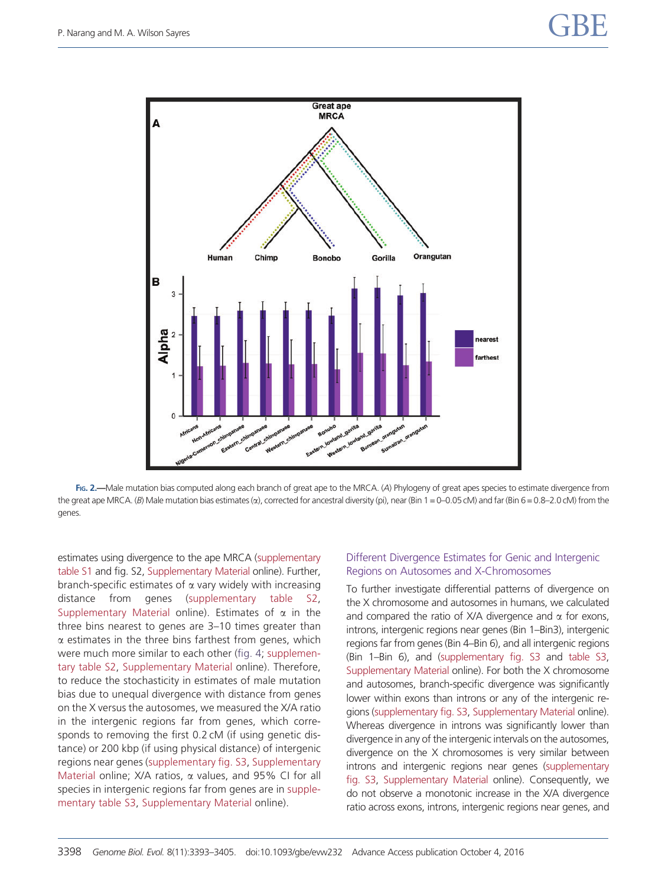FIG. 2.—Male mutation bias computed along each branch of great ape to the MRCA. (*A*) Phylogeny of great apes species to estimate divergence from the great ape MRCA. (*B*) Male mutation bias estimates (α), corrected for ancestral diversity (pi), near (Bin 1 = 0–0.05 cM) and far (Bin 6 = 0.8–2.0 cM) from the genes.

estimates using divergence to the ape MRCA (supplementary table S1 and fig. S2, Supplementary Material online). Further, branch-specific estimates of α vary widely with increasing distance from genes (supplementary table S2, Supplementary Material online). Estimates of α in the three bins nearest to genes are 3–10 times greater than α estimates in the three bins farthest from genes, which were much more similar to each other (fig. 4; supplementary table S2, Supplementary Material online). Therefore, to reduce the stochasticity in estimates of male mutation bias due to unequal divergence with distance from genes on the X versus the autosomes, we measured the X/A ratio in the intergenic regions far from genes, which corresponds to removing the first 0.2 cM (if using genetic distance) or 200 kbp (if using physical distance) of intergenic regions near genes (supplementary fig. S3, Supplementary Material online; X/A ratios, α values, and 95% CI for all species in intergenic regions far from genes are in supplementary table S3, Supplementary Material online).

## Different Divergence Estimates for Genic and Intergenic Regions on Autosomes and X-Chromosomes

To further investigate differential patterns of divergence on the X chromosome and autosomes in humans, we calculated and compared the ratio of X/A divergence and α for exons, introns, intergenic regions near genes (Bin 1–Bin3), intergenic regions far from genes (Bin 4–Bin 6), and all intergenic regions (Bin 1–Bin 6), and (supplementary fig. S3 and table S3, Supplementary Material online). For both the X chromosome and autosomes, branch-specific divergence was significantly lower within exons than introns or any of the intergenic regions (supplementary fig. S3, Supplementary Material online). Whereas divergence in introns was significantly lower than divergence in any of the intergenic intervals on the autosomes, divergence on the X chromosomes is very similar between introns and intergenic regions near genes (supplementary fig. S3, Supplementary Material online). Consequently, we do not observe a monotonic increase in the X/A divergence ratio across exons, introns, intergenic regions near genes, and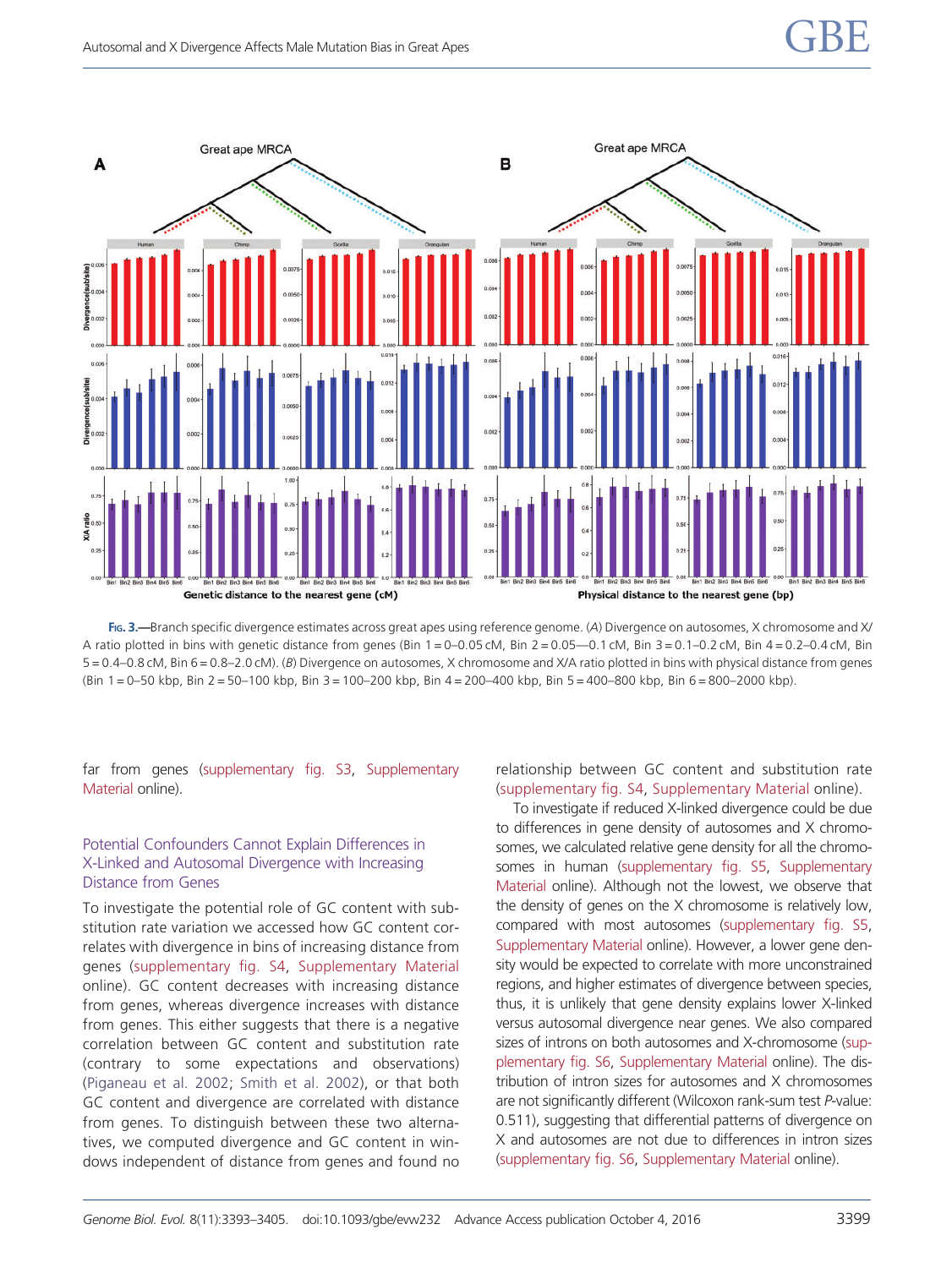Fig. 3.—Branch specific divergence estimates across great apes using reference genome. (A) Divergence on autosomes, X chromosome and X/A ratio plotted in bins with genetic distance from genes (Bin 1 = 0–0.05 cM, Bin 2 = 0.05—0.1 cM, Bin 3 = 0.1–0.2 cM, Bin 4 = 0.2–0.4 cM, Bin 5 = 0.4–0.8 cM, Bin 6 = 0.8–2.0 cM). (B) Divergence on autosomes, X chromosome and X/A ratio plotted in bins with physical distance from genes (Bin 1 = 0–50 kbp, Bin 2 = 50–100 kbp, Bin 3 = 100–200 kbp, Bin 4 = 200–400 kbp, Bin 5 = 400–800 kbp, Bin 6 = 800–2000 kbp).

far from genes (supplementary fig. S3, Supplementary Material online).

### Potential Confounders Cannot Explain Differences in X-Linked and Autosomal Divergence with Increasing Distance from Genes

To investigate the potential role of GC content with substitution rate variation we accessed how GC content correlates with divergence in bins of increasing distance from genes (supplementary fig. S4, Supplementary Material online). GC content decreases with increasing distance from genes, whereas divergence increases with distance from genes. This either suggests that there is a negative correlation between GC content and substitution rate (contrary to some expectations and observations) (Piganeau et al. 2002; Smith et al. 2002), or that both GC content and divergence are correlated with distance from genes. To distinguish between these two alternatives, we computed divergence and GC content in windows independent of distance from genes and found no relationship between GC content and substitution rate (supplementary fig. S4, Supplementary Material online).

To investigate if reduced X-linked divergence could be due to differences in gene density of autosomes and X chromosomes, we calculated relative gene density for all the chromosomes in human (supplementary fig. S5, Supplementary Material online). Although not the lowest, we observe that the density of genes on the X chromosome is relatively low, compared with most autosomes (supplementary fig. S5, Supplementary Material online). However, a lower gene density would be expected to correlate with more unconstrained regions, and higher estimates of divergence between species, thus, it is unlikely that gene density explains lower X-linked versus autosomal divergence near genes. We also compared sizes of introns on both autosomes and X-chromosome (supplementary fig. S6, Supplementary Material online). The distribution of intron sizes for autosomes and X chromosomes are not significantly different (Wilcoxon rank-sum test *P*-value: 0.511), suggesting that differential patterns of divergence on X and autosomes are not due to differences in intron sizes (supplementary fig. S6, Supplementary Material online).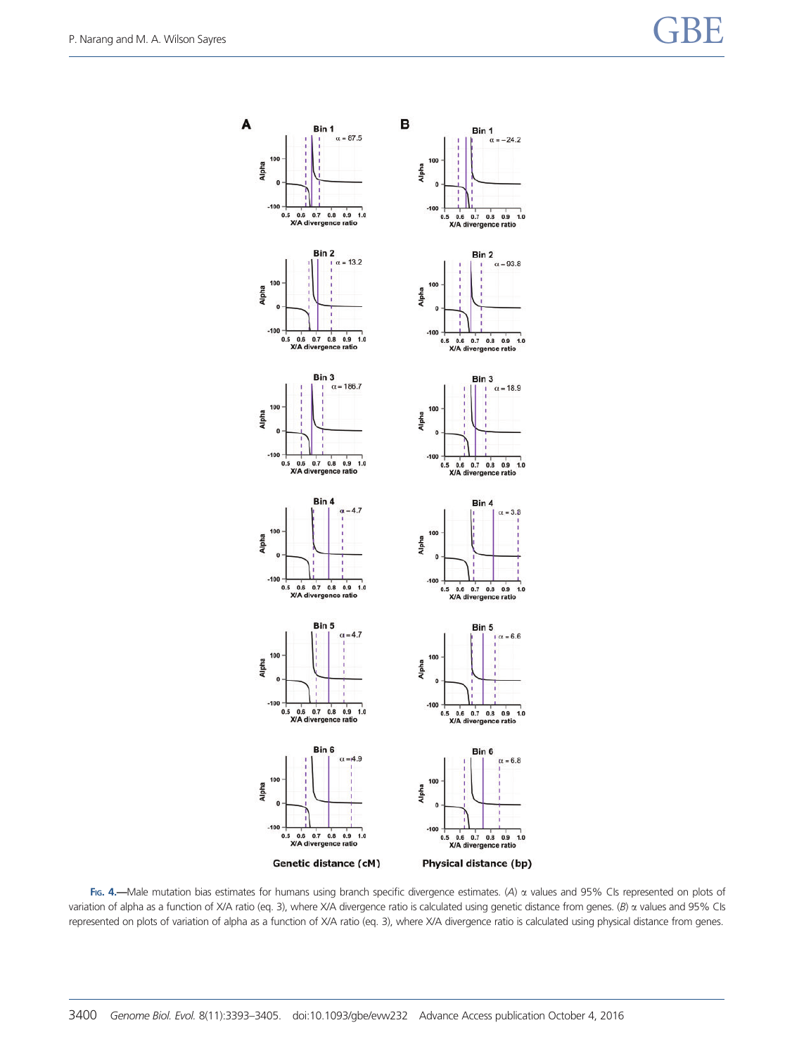**Fig. 4.**—Male mutation bias estimates for humans using branch specific divergence estimates. (*A*) α values and 95% CIs represented on plots of variation of alpha as a function of X/A ratio (eq. 3), where X/A divergence ratio is calculated using genetic distance from genes. (*B*) α values and 95% CIs represented on plots of variation of alpha as a function of X/A ratio (eq. 3), where X/A divergence ratio is calculated using physical distance from genes.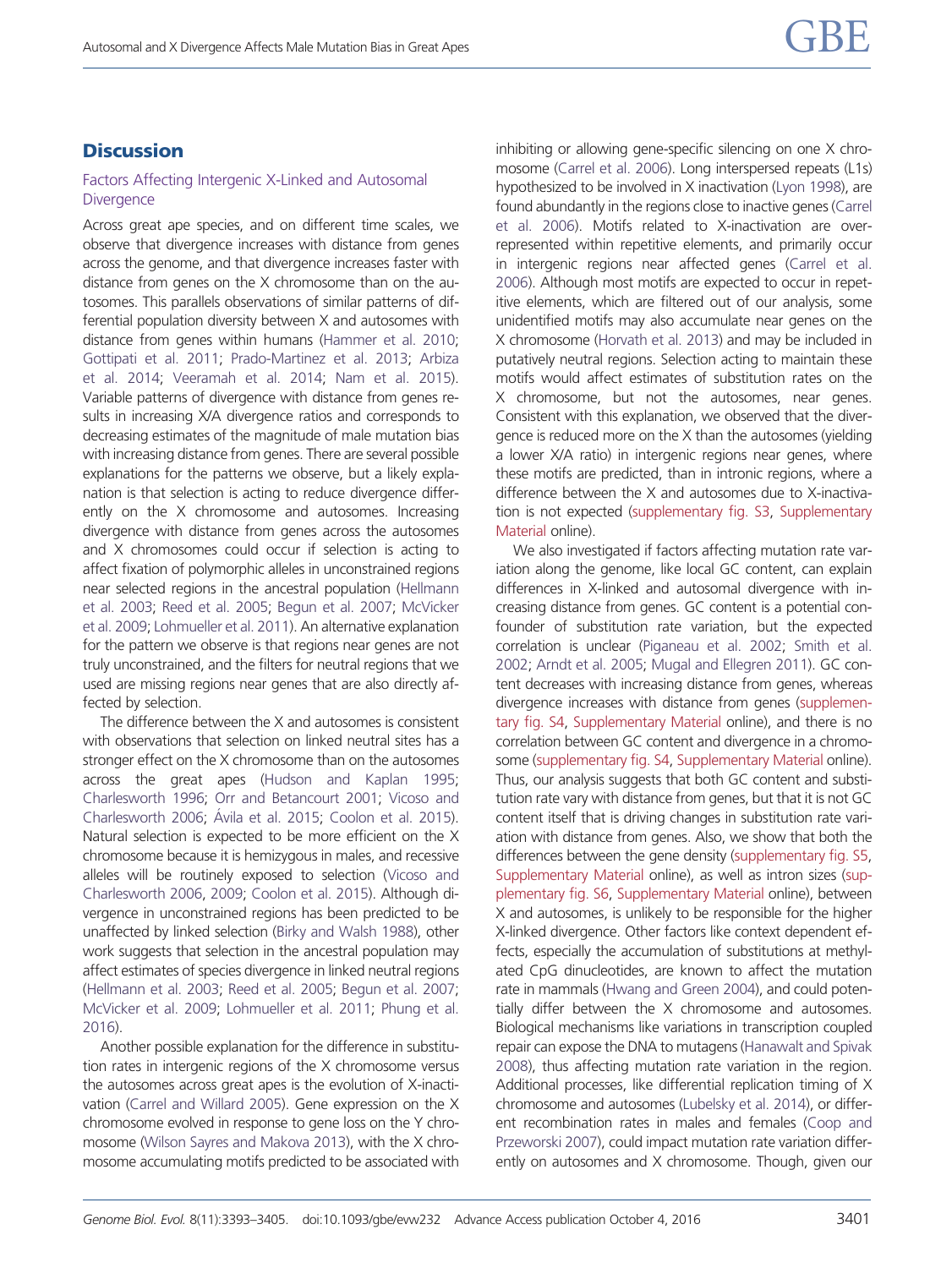## Discussion

### Factors Affecting Intergenic X-Linked and Autosomal Divergence

Across great ape species, and on different time scales, we observe that divergence increases with distance from genes across the genome, and that divergence increases faster with distance from genes on the X chromosome than on the autosomes. This parallels observations of similar patterns of differential population diversity between X and autosomes with distance from genes within humans (Hammer et al. 2010; Gottipati et al. 2011; Prado-Martinez et al. 2013; Arbiza et al. 2014; Veeramah et al. 2014; Nam et al. 2015). Variable patterns of divergence with distance from genes results in increasing X/A divergence ratios and corresponds to decreasing estimates of the magnitude of male mutation bias with increasing distance from genes. There are several possible explanations for the patterns we observe, but a likely explanation is that selection is acting to reduce divergence differently on the X chromosome and autosomes. Increasing divergence with distance from genes across the autosomes and X chromosomes could occur if selection is acting to affect fixation of polymorphic alleles in unconstrained regions near selected regions in the ancestral population (Hellmann et al. 2003; Reed et al. 2005; Begun et al. 2007; McVicker et al. 2009; Lohmueller et al. 2011). An alternative explanation for the pattern we observe is that regions near genes are not truly unconstrained, and the filters for neutral regions that we used are missing regions near genes that are also directly affected by selection.

The difference between the X and autosomes is consistent with observations that selection on linked neutral sites has a stronger effect on the X chromosome than on the autosomes across the great apes (Hudson and Kaplan 1995; Charlesworth 1996; Orr and Betancourt 2001; Vicoso and Charlesworth 2006; Ávila et al. 2015; Coolon et al. 2015). Natural selection is expected to be more efficient on the X chromosome because it is hemizygous in males, and recessive alleles will be routinely exposed to selection (Vicoso and Charlesworth 2006, 2009; Coolon et al. 2015). Although divergence in unconstrained regions has been predicted to be unaffected by linked selection (Birky and Walsh 1988), other work suggests that selection in the ancestral population may affect estimates of species divergence in linked neutral regions (Hellmann et al. 2003; Reed et al. 2005; Begun et al. 2007; McVicker et al. 2009; Lohmueller et al. 2011; Phung et al. 2016).

Another possible explanation for the difference in substitution rates in intergenic regions of the X chromosome versus the autosomes across great apes is the evolution of X-inactivation (Carrel and Willard 2005). Gene expression on the X chromosome evolved in response to gene loss on the Y chromosome (Wilson Sayres and Makova 2013), with the X chromosome accumulating motifs predicted to be associated with inhibiting or allowing gene-specific silencing on one X chromosome (Carrel et al. 2006). Long interspersed repeats (L1s) hypothesized to be involved in X inactivation (Lyon 1998), are found abundantly in the regions close to inactive genes (Carrel et al. 2006). Motifs related to X-inactivation are overrepresented within repetitive elements, and primarily occur in intergenic regions near affected genes (Carrel et al. 2006). Although most motifs are expected to occur in repetitive elements, which are filtered out of our analysis, some unidentified motifs may also accumulate near genes on the X chromosome (Horvath et al. 2013) and may be included in putatively neutral regions. Selection acting to maintain these motifs would affect estimates of substitution rates on the X chromosome, but not the autosomes, near genes. Consistent with this explanation, we observed that the divergence is reduced more on the X than the autosomes (yielding a lower X/A ratio) in intergenic regions near genes, where these motifs are predicted, than in intronic regions, where a difference between the X and autosomes due to X-inactivation is not expected (supplementary fig. S3, Supplementary Material online).

We also investigated if factors affecting mutation rate variation along the genome, like local GC content, can explain differences in X-linked and autosomal divergence with increasing distance from genes. GC content is a potential confounder of substitution rate variation, but the expected correlation is unclear (Piganeau et al. 2002; Smith et al. 2002; Arndt et al. 2005; Mugal and Ellegren 2011). GC content decreases with increasing distance from genes, whereas divergence increases with distance from genes (supplementary fig. S4, Supplementary Material online), and there is no correlation between GC content and divergence in a chromosome (supplementary fig. S4, Supplementary Material online). Thus, our analysis suggests that both GC content and substitution rate vary with distance from genes, but that it is not GC content itself that is driving changes in substitution rate variation with distance from genes. Also, we show that both the differences between the gene density (supplementary fig. S5, Supplementary Material online), as well as intron sizes (supplementary fig. S6, Supplementary Material online), between X and autosomes, is unlikely to be responsible for the higher X-linked divergence. Other factors like context dependent effects, especially the accumulation of substitutions at methylated CpG dinucleotides, are known to affect the mutation rate in mammals (Hwang and Green 2004), and could potentially differ between the X chromosome and autosomes. Biological mechanisms like variations in transcription coupled repair can expose the DNA to mutagens (Hanawalt and Spivak 2008), thus affecting mutation rate variation in the region. Additional processes, like differential replication timing of X chromosome and autosomes (Lubelsky et al. 2014), or different recombination rates in males and females (Coop and Przeworski 2007), could impact mutation rate variation differently on autosomes and X chromosome. Though, given our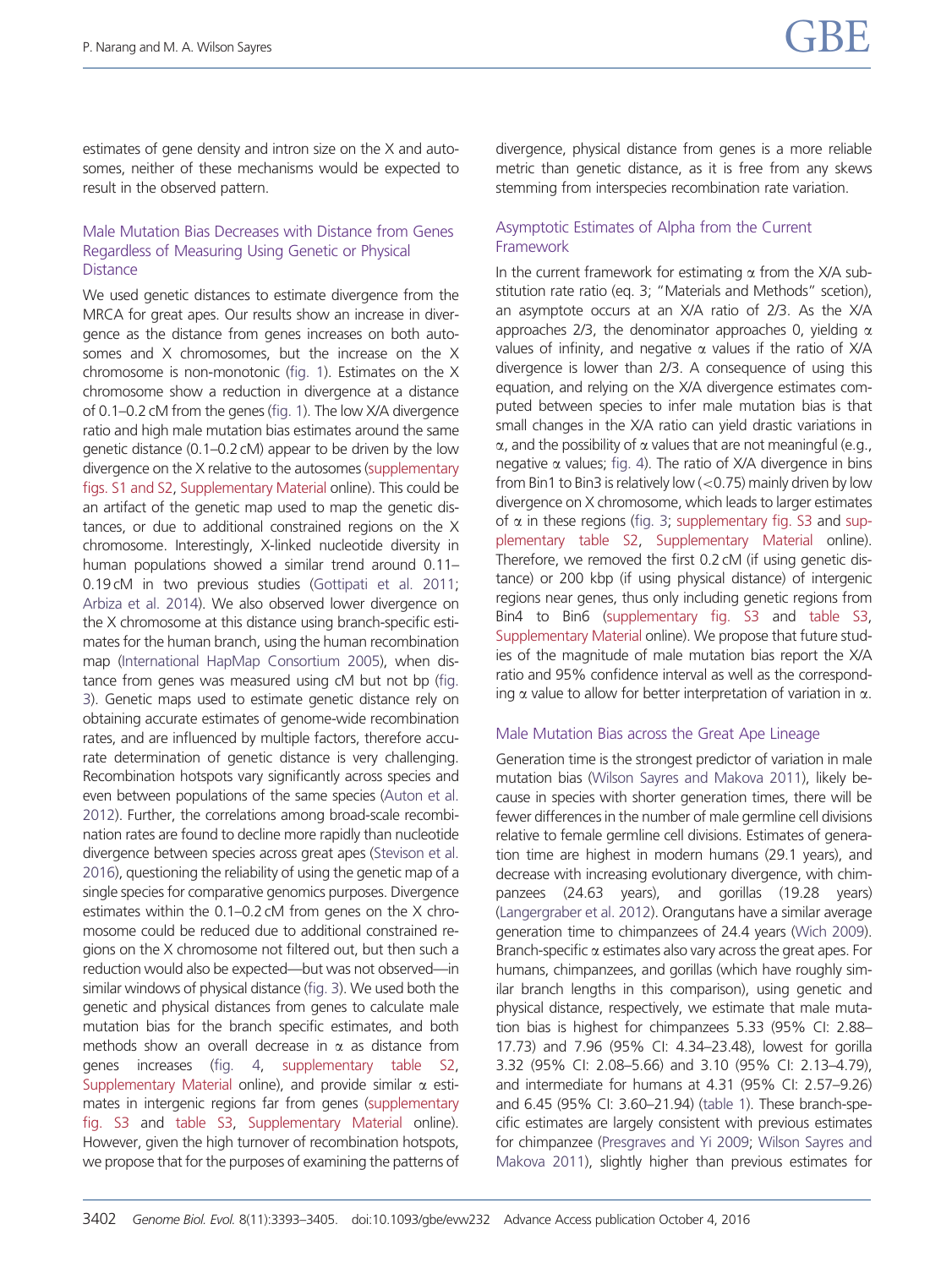estimates of gene density and intron size on the X and autosomes, neither of these mechanisms would be expected to result in the observed pattern.

### Male Mutation Bias Decreases with Distance from Genes Regardless of Measuring Using Genetic or Physical Distance

We used genetic distances to estimate divergence from the MRCA for great apes. Our results show an increase in divergence as the distance from genes increases on both autosomes and X chromosomes, but the increase on the X chromosome is non-monotonic (fig. 1). Estimates on the X chromosome show a reduction in divergence at a distance of 0.1–0.2 cM from the genes (fig. 1). The low X/A divergence ratio and high male mutation bias estimates around the same genetic distance (0.1–0.2 cM) appear to be driven by the low divergence on the X relative to the autosomes (supplementary figs. S1 and S2, Supplementary Material online). This could be an artifact of the genetic map used to map the genetic distances, or due to additional constrained regions on the X chromosome. Interestingly, X-linked nucleotide diversity in human populations showed a similar trend around 0.11–0.19 cM in two previous studies (Gottipati et al. 2011; Arbiza et al. 2014). We also observed lower divergence on the X chromosome at this distance using branch-specific estimates for the human branch, using the human recombination map (International HapMap Consortium 2005), when distance from genes was measured using cM but not bp (fig. 3). Genetic maps used to estimate genetic distance rely on obtaining accurate estimates of genome-wide recombination rates, and are influenced by multiple factors, therefore accurate determination of genetic distance is very challenging. Recombination hotspots vary significantly across species and even between populations of the same species (Auton et al. 2012). Further, the correlations among broad-scale recombination rates are found to decline more rapidly than nucleotide divergence between species across great apes (Stevison et al. 2016), questioning the reliability of using the genetic map of a single species for comparative genomics purposes. Divergence estimates within the 0.1–0.2 cM from genes on the X chromosome could be reduced due to additional constrained regions on the X chromosome not filtered out, but then such a reduction would also be expected—but was not observed—in similar windows of physical distance (fig. 3). We used both the genetic and physical distances from genes to calculate male mutation bias for the branch specific estimates, and both methods show an overall decrease in α as distance from genes increases (fig. 4, supplementary table S2, Supplementary Material online), and provide similar α estimates in intergenic regions far from genes (supplementary fig. S3 and table S3, Supplementary Material online). However, given the high turnover of recombination hotspots, we propose that for the purposes of examining the patterns of divergence, physical distance from genes is a more reliable metric than genetic distance, as it is free from any skews stemming from interspecies recombination rate variation.

### Asymptotic Estimates of Alpha from the Current Framework

In the current framework for estimating α from the X/A substitution rate ratio (eq. 3; "Materials and Methods" scetion), an asymptote occurs at an X/A ratio of 2/3. As the X/A approaches 2/3, the denominator approaches 0, yielding α values of infinity, and negative α values if the ratio of X/A divergence is lower than 2/3. A consequence of using this equation, and relying on the X/A divergence estimates computed between species to infer male mutation bias is that small changes in the X/A ratio can yield drastic variations in α, and the possibility of α values that are not meaningful (e.g., negative α values; fig. 4). The ratio of X/A divergence in bins from Bin1 to Bin3 is relatively low (<0.75) mainly driven by low divergence on X chromosome, which leads to larger estimates of α in these regions (fig. 3; supplementary fig. S3 and supplementary table S2, Supplementary Material online). Therefore, we removed the first 0.2 cM (if using genetic distance) or 200 kbp (if using physical distance) of intergenic regions near genes, thus only including genetic regions from Bin4 to Bin6 (supplementary fig. S3 and table S3, Supplementary Material online). We propose that future studies of the magnitude of male mutation bias report the X/A ratio and 95% confidence interval as well as the corresponding α value to allow for better interpretation of variation in α.

### Male Mutation Bias across the Great Ape Lineage

Generation time is the strongest predictor of variation in male mutation bias (Wilson Sayres and Makova 2011), likely because in species with shorter generation times, there will be fewer differences in the number of male germline cell divisions relative to female germline cell divisions. Estimates of generation time are highest in modern humans (29.1 years), and decrease with increasing evolutionary divergence, with chimpanzees (24.63 years), and gorillas (19.28 years) (Langergraber et al. 2012). Orangutans have a similar average generation time to chimpanzees of 24.4 years (Wich 2009). Branch-specific α estimates also vary across the great apes. For humans, chimpanzees, and gorillas (which have roughly similar branch lengths in this comparison), using genetic and physical distance, respectively, we estimate that male mutation bias is highest for chimpanzees 5.33 (95% CI: 2.88–17.73) and 7.96 (95% CI: 4.34–23.48), lowest for gorilla 3.32 (95% CI: 2.08–5.66) and 3.10 (95% CI: 2.13–4.79), and intermediate for humans at 4.31 (95% CI: 2.57–9.26) and 6.45 (95% CI: 3.60–21.94) (table 1). These branch-specific estimates are largely consistent with previous estimates for chimpanzee (Presgraves and Yi 2009; Wilson Sayres and Makova 2011), slightly higher than previous estimates for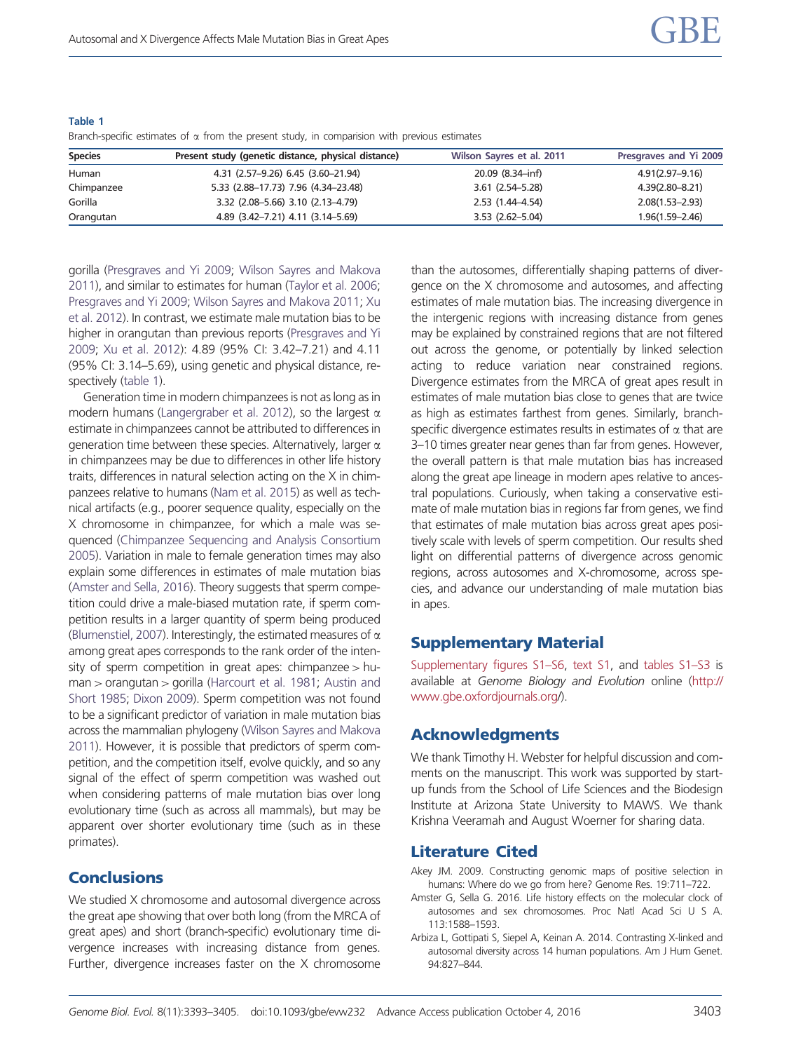**Table 1**
Branch-specific estimates of α from the present study, in comparision with previous estimates

| Species | Present study (genetic distance, physical distance) | Wilson Sayres et al. 2011 | Presgraves and Yi 2009 |
|---|---|---|---|
| Human | 4.31 (2.57–9.26) 6.45 (3.60–21.94) | 20.09 (8.34–inf) | 4.91(2.97–9.16) |
| Chimpanzee | 5.33 (2.88–17.73) 7.96 (4.34–23.48) | 3.61 (2.54–5.28) | 4.39(2.80–8.21) |
| Gorilla | 3.32 (2.08–5.66) 3.10 (2.13–4.79) | 2.53 (1.44–4.54) | 2.08(1.53–2.93) |
| Orangutan | 4.89 (3.42–7.21) 4.11 (3.14–5.69) | 3.53 (2.62–5.04) | 1.96(1.59–2.46) |

gorilla (Presgraves and Yi 2009; Wilson Sayres and Makova 2011), and similar to estimates for human (Taylor et al. 2006; Presgraves and Yi 2009; Wilson Sayres and Makova 2011; Xu et al. 2012). In contrast, we estimate male mutation bias to be higher in orangutan than previous reports (Presgraves and Yi 2009; Xu et al. 2012): 4.89 (95% CI: 3.42–7.21) and 4.11 (95% CI: 3.14–5.69), using genetic and physical distance, respectively (table 1).

Generation time in modern chimpanzees is not as long as in modern humans (Langergraber et al. 2012), so the largest α estimate in chimpanzees cannot be attributed to differences in generation time between these species. Alternatively, larger α in chimpanzees may be due to differences in other life history traits, differences in natural selection acting on the X in chimpanzees relative to humans (Nam et al. 2015) as well as technical artifacts (e.g., poorer sequence quality, especially on the X chromosome in chimpanzee, for which a male was sequenced (Chimpanzee Sequencing and Analysis Consortium 2005). Variation in male to female generation times may also explain some differences in estimates of male mutation bias (Amster and Sella, 2016). Theory suggests that sperm competition could drive a male-biased mutation rate, if sperm competition results in a larger quantity of sperm being produced (Blumenstiel, 2007). Interestingly, the estimated measures of α among great apes corresponds to the rank order of the intensity of sperm competition in great apes: chimpanzee > human > orangutan > gorilla (Harcourt et al. 1981; Austin and Short 1985; Dixon 2009). Sperm competition was not found to be a significant predictor of variation in male mutation bias across the mammalian phylogeny (Wilson Sayres and Makova 2011). However, it is possible that predictors of sperm competition, and the competition itself, evolve quickly, and so any signal of the effect of sperm competition was washed out when considering patterns of male mutation bias over long evolutionary time (such as across all mammals), but may be apparent over shorter evolutionary time (such as in these primates).

## Conclusions

We studied X chromosome and autosomal divergence across the great ape showing that over both long (from the MRCA of great apes) and short (branch-specific) evolutionary time divergence increases with increasing distance from genes. Further, divergence increases faster on the X chromosome than the autosomes, differentially shaping patterns of divergence on the X chromosome and autosomes, and affecting estimates of male mutation bias. The increasing divergence in the intergenic regions with increasing distance from genes may be explained by constrained regions that are not filtered out across the genome, or potentially by linked selection acting to reduce variation near constrained regions. Divergence estimates from the MRCA of great apes result in estimates of male mutation bias close to genes that are twice as high as estimates farthest from genes. Similarly, branch-specific divergence estimates results in estimates of α that are 3–10 times greater near genes than far from genes. However, the overall pattern is that male mutation bias has increased along the great ape lineage in modern apes relative to ancestral populations. Curiously, when taking a conservative estimate of male mutation bias in regions far from genes, we find that estimates of male mutation bias across great apes positively scale with levels of sperm competition. Our results shed light on differential patterns of divergence across genomic regions, across autosomes and X-chromosome, across species, and advance our understanding of male mutation bias in apes.

## Supplementary Material

Supplementary figures S1–S6, text S1, and tables S1–S3 is available at *Genome Biology and Evolution* online (http://www.gbe.oxfordjournals.org/).

## Acknowledgments

We thank Timothy H. Webster for helpful discussion and comments on the manuscript. This work was supported by start-up funds from the School of Life Sciences and the Biodesign Institute at Arizona State University to MAWS. We thank Krishna Veeramah and August Woerner for sharing data.

## Literature Cited

Akey JM. 2009. Constructing genomic maps of positive selection in humans: Where do we go from here? Genome Res. 19:711–722.

Amster G, Sella G. 2016. Life history effects on the molecular clock of autosomes and sex chromosomes. Proc Natl Acad Sci U S A. 113:1588–1593.

Arbiza L, Gottipati S, Siepel A, Keinan A. 2014. Contrasting X-linked and autosomal diversity across 14 human populations. Am J Hum Genet. 94:827–844.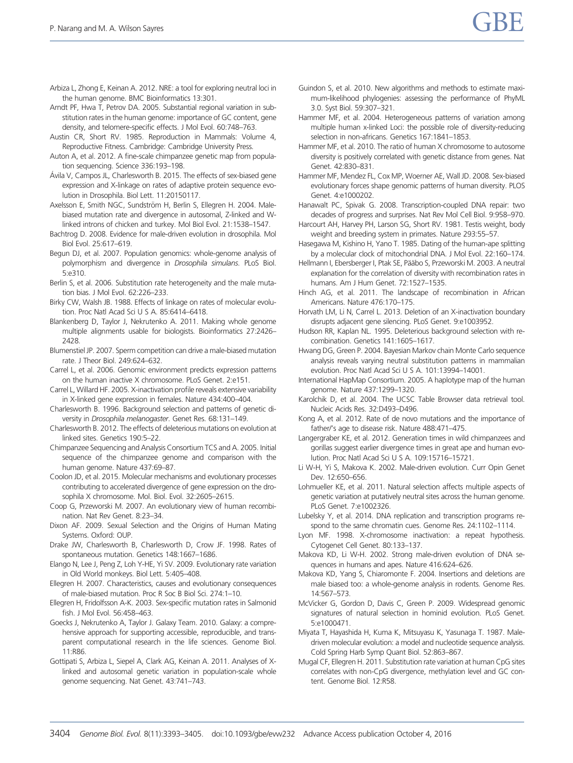Arbiza L, Zhong E, Keinan A. 2012. NRE: a tool for exploring neutral loci in the human genome. BMC Bioinformatics 13:301.

Arndt PF, Hwa T, Petrov DA. 2005. Substantial regional variation in substitution rates in the human genome: importance of GC content, gene density, and telomere-specific effects. J Mol Evol. 60:748–763.

Austin CR, Short RV. 1985. Reproduction in Mammals: Volume 4, Reproductive Fitness. Cambridge: Cambridge University Press.

Auton A, et al. 2012. A fine-scale chimpanzee genetic map from population sequencing. Science 336:193–198.

Ávila V, Campos JL, Charlesworth B. 2015. The effects of sex-biased gene expression and X-linkage on rates of adaptive protein sequence evolution in Drosophila. Biol Lett. 11:20150117.

Axelsson E, Smith NGC, Sundström H, Berlin S, Ellegren H. 2004. Male-biased mutation rate and divergence in autosomal, Z-linked and W-linked introns of chicken and turkey. Mol Biol Evol. 21:1538–1547.

Bachtrog D. 2008. Evidence for male-driven evolution in drosophila. Mol Biol Evol. 25:617–619.

Begun DJ, et al. 2007. Population genomics: whole-genome analysis of polymorphism and divergence in *Drosophila simulans*. PLoS Biol. 5:e310.

Berlin S, et al. 2006. Substitution rate heterogeneity and the male mutation bias. J Mol Evol. 62:226–233.

Birky CW, Walsh JB. 1988. Effects of linkage on rates of molecular evolution. Proc Natl Acad Sci U S A. 85:6414–6418.

Blankenberg D, Taylor J, Nekrutenko A. 2011. Making whole genome multiple alignments usable for biologists. Bioinformatics 27:2426–2428.

Blumenstiel JP. 2007. Sperm competition can drive a male-biased mutation rate. J Theor Biol. 249:624–632.

Carrel L, et al. 2006. Genomic environment predicts expression patterns on the human inactive X chromosome. PLoS Genet. 2:e151.

Carrel L, Willard HF. 2005. X-inactivation profile reveals extensive variability in X-linked gene expression in females. Nature 434:400–404.

Charlesworth B. 1996. Background selection and patterns of genetic diversity in *Drosophila melanogaster*. Genet Res. 68:131–149.

Charlesworth B. 2012. The effects of deleterious mutations on evolution at linked sites. Genetics 190:5–22.

Chimpanzee Sequencing and Analysis Consortium TCS and A. 2005. Initial sequence of the chimpanzee genome and comparison with the human genome. Nature 437:69–87.

Coolon JD, et al. 2015. Molecular mechanisms and evolutionary processes contributing to accelerated divergence of gene expression on the drosophila X chromosome. Mol. Biol. Evol. 32:2605–2615.

Coop G, Przeworski M. 2007. An evolutionary view of human recombination. Nat Rev Genet. 8:23–34.

Dixon AF. 2009. Sexual Selection and the Origins of Human Mating Systems. Oxford: OUP.

Drake JW, Charlesworth B, Charlesworth D, Crow JF. 1998. Rates of spontaneous mutation. Genetics 148:1667–1686.

Elango N, Lee J, Peng Z, Loh Y-HE, Yi SV. 2009. Evolutionary rate variation in Old World monkeys. Biol Lett. 5:405–408.

Ellegren H. 2007. Characteristics, causes and evolutionary consequences of male-biased mutation. Proc R Soc B Biol Sci. 274:1–10.

Ellegren H, Fridolfsson A-K. 2003. Sex-specific mutation rates in Salmonid fish. J Mol Evol. 56:458–463.

Goecks J, Nekrutenko A, Taylor J. Galaxy Team. 2010. Galaxy: a comprehensive approach for supporting accessible, reproducible, and transparent computational research in the life sciences. Genome Biol. 11:R86.

Gottipati S, Arbiza L, Siepel A, Clark AG, Keinan A. 2011. Analyses of X-linked and autosomal genetic variation in population-scale whole genome sequencing. Nat Genet. 43:741–743.

Guindon S, et al. 2010. New algorithms and methods to estimate maximum-likelihood phylogenies: assessing the performance of PhyML 3.0. Syst Biol. 59:307–321.

Hammer MF, et al. 2004. Heterogeneous patterns of variation among multiple human x-linked Loci: the possible role of diversity-reducing selection in non-africans. Genetics 167:1841–1853.

Hammer MF, et al. 2010. The ratio of human X chromosome to autosome diversity is positively correlated with genetic distance from genes. Nat Genet. 42:830–831.

Hammer MF, Mendez FL, Cox MP, Woerner AE, Wall JD. 2008. Sex-biased evolutionary forces shape genomic patterns of human diversity. PLOS Genet. 4:e1000202.

Hanawalt PC, Spivak G. 2008. Transcription-coupled DNA repair: two decades of progress and surprises. Nat Rev Mol Cell Biol. 9:958–970.

Harcourt AH, Harvey PH, Larson SG, Short RV. 1981. Testis weight, body weight and breeding system in primates. Nature 293:55–57.

Hasegawa M, Kishino H, Yano T. 1985. Dating of the human-ape splitting by a molecular clock of mitochondrial DNA. J Mol Evol. 22:160–174.

Hellmann I, Ebersberger I, Ptak SE, Pääbo S, Przeworski M. 2003. A neutral explanation for the correlation of diversity with recombination rates in humans. Am J Hum Genet. 72:1527–1535.

Hinch AG, et al. 2011. The landscape of recombination in African Americans. Nature 476:170–175.

Horvath LM, Li N, Carrel L. 2013. Deletion of an X-inactivation boundary disrupts adjacent gene silencing. PLoS Genet. 9:e1003952.

Hudson RR, Kaplan NL. 1995. Deleterious background selection with recombination. Genetics 141:1605–1617.

Hwang DG, Green P. 2004. Bayesian Markov chain Monte Carlo sequence analysis reveals varying neutral substitution patterns in mammalian evolution. Proc Natl Acad Sci U S A. 101:13994–14001.

International HapMap Consortium. 2005. A haplotype map of the human genome. Nature 437:1299–1320.

Karolchik D, et al. 2004. The UCSC Table Browser data retrieval tool. Nucleic Acids Res. 32:D493–D496.

Kong A, et al. 2012. Rate of de novo mutations and the importance of father/'s age to disease risk. Nature 488:471–475.

Langergraber KE, et al. 2012. Generation times in wild chimpanzees and gorillas suggest earlier divergence times in great ape and human evolution. Proc Natl Acad Sci U S A. 109:15716–15721.

Li W-H, Yi S, Makova K. 2002. Male-driven evolution. Curr Opin Genet Dev. 12:650–656.

Lohmueller KE, et al. 2011. Natural selection affects multiple aspects of genetic variation at putatively neutral sites across the human genome. PLoS Genet. 7:e1002326.

Lubelsky Y, et al. 2014. DNA replication and transcription programs respond to the same chromatin cues. Genome Res. 24:1102–1114.

Lyon MF. 1998. X-chromosome inactivation: a repeat hypothesis. Cytogenet Cell Genet. 80:133–137.

Makova KD, Li W-H. 2002. Strong male-driven evolution of DNA sequences in humans and apes. Nature 416:624–626.

Makova KD, Yang S, Chiaromonte F. 2004. Insertions and deletions are male biased too: a whole-genome analysis in rodents. Genome Res. 14:567–573.

McVicker G, Gordon D, Davis C, Green P. 2009. Widespread genomic signatures of natural selection in hominid evolution. PLoS Genet. 5:e1000471.

Miyata T, Hayashida H, Kuma K, Mitsuyasu K, Yasunaga T. 1987. Male-driven molecular evolution: a model and nucleotide sequence analysis. Cold Spring Harb Symp Quant Biol. 52:863–867.

Mugal CF, Ellegren H. 2011. Substitution rate variation at human CpG sites correlates with non-CpG divergence, methylation level and GC content. Genome Biol. 12:R58.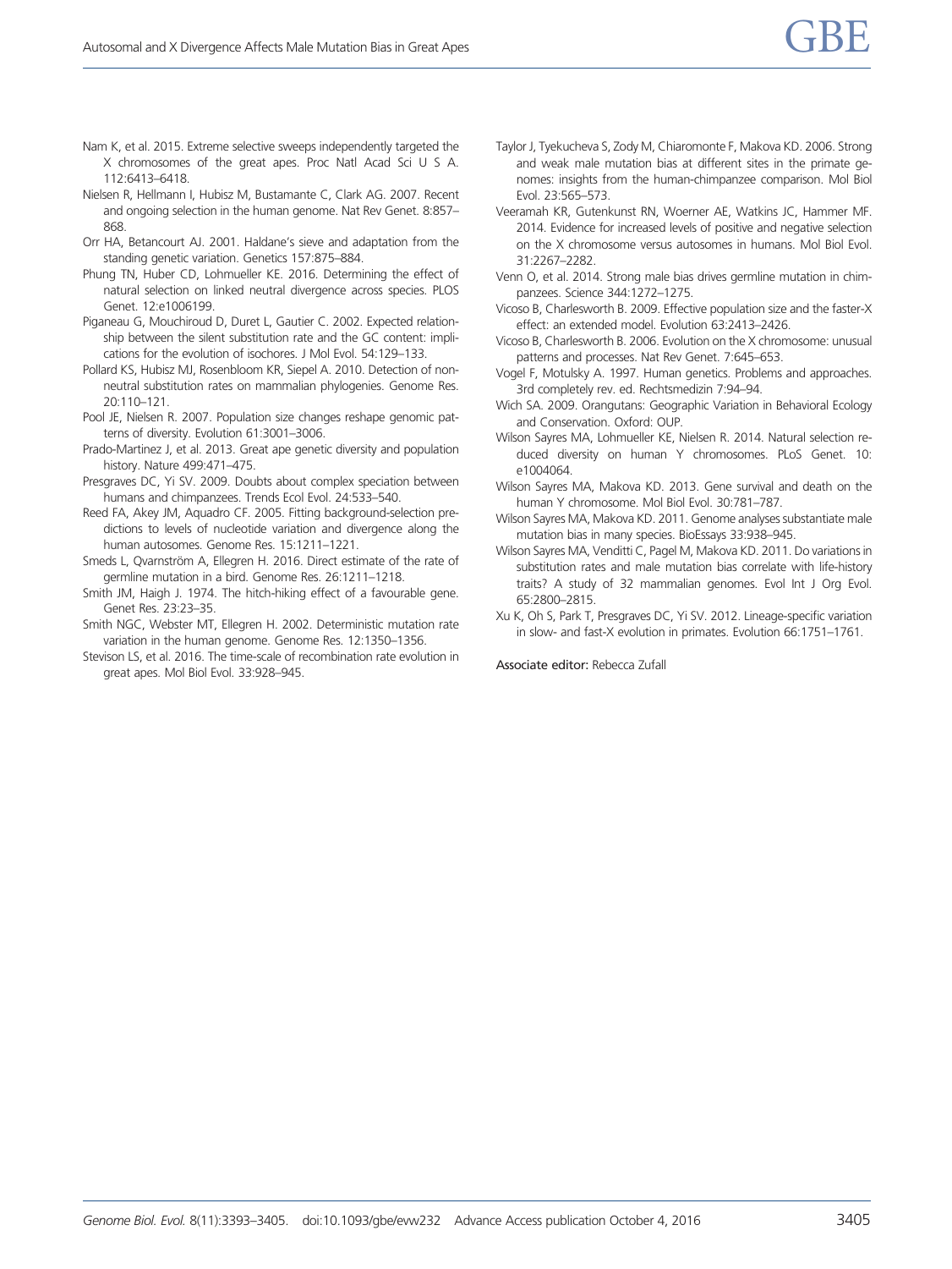Nam K, et al. 2015. Extreme selective sweeps independently targeted the X chromosomes of the great apes. Proc Natl Acad Sci U S A. 112:6413–6418.

Nielsen R, Hellmann I, Hubisz M, Bustamante C, Clark AG. 2007. Recent and ongoing selection in the human genome. Nat Rev Genet. 8:857–868.

Orr HA, Betancourt AJ. 2001. Haldane's sieve and adaptation from the standing genetic variation. Genetics 157:875–884.

Phung TN, Huber CD, Lohmueller KE. 2016. Determining the effect of natural selection on linked neutral divergence across species. PLOS Genet. 12:e1006199.

Piganeau G, Mouchiroud D, Duret L, Gautier C. 2002. Expected relationship between the silent substitution rate and the GC content: implications for the evolution of isochores. J Mol Evol. 54:129–133.

Pollard KS, Hubisz MJ, Rosenbloom KR, Siepel A. 2010. Detection of nonneutral substitution rates on mammalian phylogenies. Genome Res. 20:110–121.

Pool JE, Nielsen R. 2007. Population size changes reshape genomic patterns of diversity. Evolution 61:3001–3006.

Prado-Martinez J, et al. 2013. Great ape genetic diversity and population history. Nature 499:471–475.

Presgraves DC, Yi SV. 2009. Doubts about complex speciation between humans and chimpanzees. Trends Ecol Evol. 24:533–540.

Reed FA, Akey JM, Aquadro CF. 2005. Fitting background-selection predictions to levels of nucleotide variation and divergence along the human autosomes. Genome Res. 15:1211–1221.

Smeds L, Qvarnström A, Ellegren H. 2016. Direct estimate of the rate of germline mutation in a bird. Genome Res. 26:1211–1218.

Smith JM, Haigh J. 1974. The hitch-hiking effect of a favourable gene. Genet Res. 23:23–35.

Smith NGC, Webster MT, Ellegren H. 2002. Deterministic mutation rate variation in the human genome. Genome Res. 12:1350–1356.

Stevison LS, et al. 2016. The time-scale of recombination rate evolution in great apes. Mol Biol Evol. 33:928–945.

Taylor J, Tyekucheva S, Zody M, Chiaromonte F, Makova KD. 2006. Strong and weak male mutation bias at different sites in the primate genomes: insights from the human-chimpanzee comparison. Mol Biol Evol. 23:565–573.

Veeramah KR, Gutenkunst RN, Woerner AE, Watkins JC, Hammer MF. 2014. Evidence for increased levels of positive and negative selection on the X chromosome versus autosomes in humans. Mol Biol Evol. 31:2267–2282.

Venn O, et al. 2014. Strong male bias drives germline mutation in chimpanzees. Science 344:1272–1275.

Vicoso B, Charlesworth B. 2009. Effective population size and the faster-X effect: an extended model. Evolution 63:2413–2426.

Vicoso B, Charlesworth B. 2006. Evolution on the X chromosome: unusual patterns and processes. Nat Rev Genet. 7:645–653.

Vogel F, Motulsky A. 1997. Human genetics. Problems and approaches. 3rd completely rev. ed. Rechtsmedizin 7:94–94.

Wich SA. 2009. Orangutans: Geographic Variation in Behavioral Ecology and Conservation. Oxford: OUP.

Wilson Sayres MA, Lohmueller KE, Nielsen R. 2014. Natural selection reduced diversity on human Y chromosomes. PLoS Genet. 10: e1004064.

Wilson Sayres MA, Makova KD. 2013. Gene survival and death on the human Y chromosome. Mol Biol Evol. 30:781–787.

Wilson Sayres MA, Makova KD. 2011. Genome analyses substantiate male mutation bias in many species. BioEssays 33:938–945.

Wilson Sayres MA, Venditti C, Pagel M, Makova KD. 2011. Do variations in substitution rates and male mutation bias correlate with life-history traits? A study of 32 mammalian genomes. Evol Int J Org Evol. 65:2800–2815.

Xu K, Oh S, Park T, Presgraves DC, Yi SV. 2012. Lineage-specific variation in slow- and fast-X evolution in primates. Evolution 66:1751–1761.

Associate editor: Rebecca Zufall